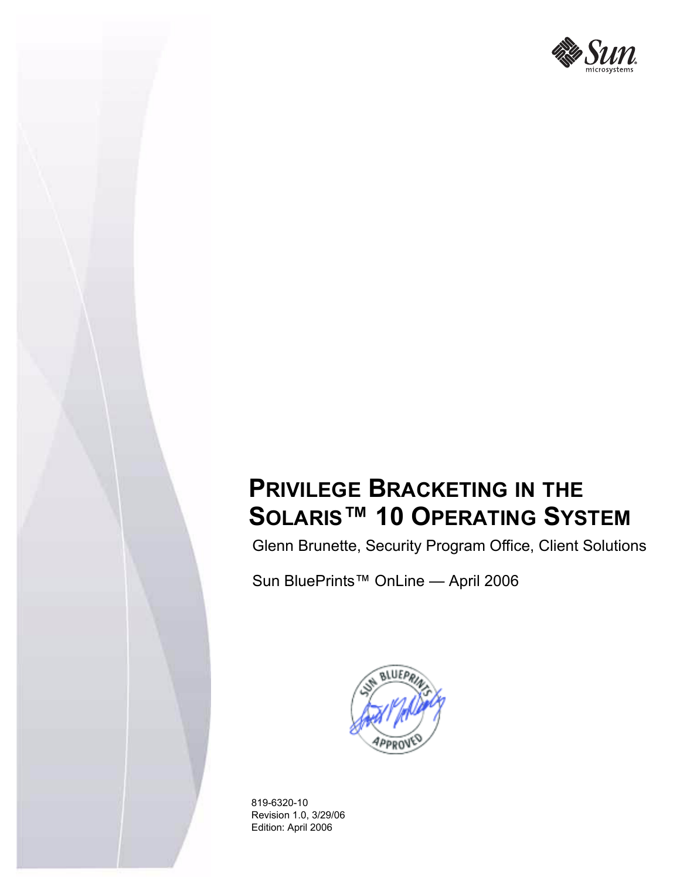# PRIVILEGE BRACKETING IN THE SOLARIS™ 10 OPERATING SYSTEM

Glenn Brunette, Security Program Office, Client Solutions

Sun BluePrints™ OnLine — April 2006

819-6320-10
Revision 1.0, 3/29/06
Edition: April 2006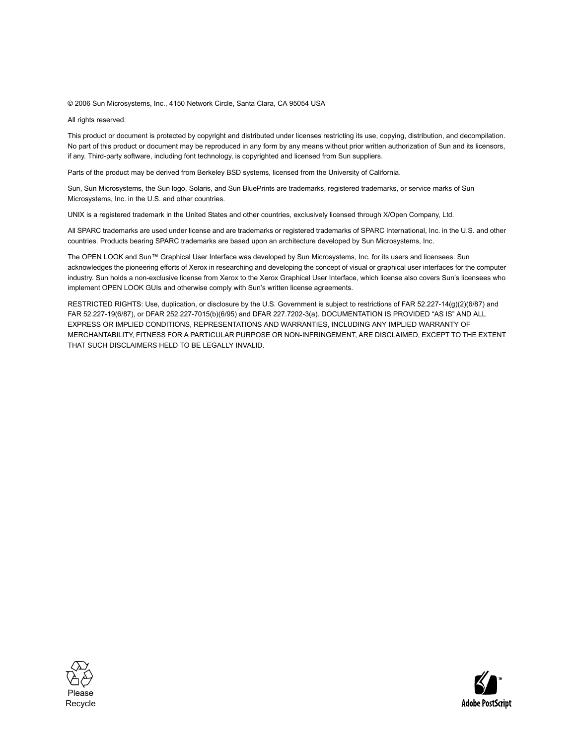© 2006 Sun Microsystems, Inc., 4150 Network Circle, Santa Clara, CA 95054 USA

All rights reserved.

This product or document is protected by copyright and distributed under licenses restricting its use, copying, distribution, and decompilation. No part of this product or document may be reproduced in any form by any means without prior written authorization of Sun and its licensors, if any. Third-party software, including font technology, is copyrighted and licensed from Sun suppliers.

Parts of the product may be derived from Berkeley BSD systems, licensed from the University of California.

Sun, Sun Microsystems, the Sun logo, Solaris, and Sun BluePrints are trademarks, registered trademarks, or service marks of Sun Microsystems, Inc. in the U.S. and other countries.

UNIX is a registered trademark in the United States and other countries, exclusively licensed through X/Open Company, Ltd.

All SPARC trademarks are used under license and are trademarks or registered trademarks of SPARC International, Inc. in the U.S. and other countries. Products bearing SPARC trademarks are based upon an architecture developed by Sun Microsystems, Inc.

The OPEN LOOK and Sun™ Graphical User Interface was developed by Sun Microsystems, Inc. for its users and licensees. Sun acknowledges the pioneering efforts of Xerox in researching and developing the concept of visual or graphical user interfaces for the computer industry. Sun holds a non-exclusive license from Xerox to the Xerox Graphical User Interface, which license also covers Sun's licensees who implement OPEN LOOK GUIs and otherwise comply with Sun's written license agreements.

RESTRICTED RIGHTS: Use, duplication, or disclosure by the U.S. Government is subject to restrictions of FAR 52.227-14(g)(2)(6/87) and FAR 52.227-19(6/87), or DFAR 252.227-7015(b)(6/95) and DFAR 227.7202-3(a). DOCUMENTATION IS PROVIDED "AS IS" AND ALL EXPRESS OR IMPLIED CONDITIONS, REPRESENTATIONS AND WARRANTIES, INCLUDING ANY IMPLIED WARRANTY OF MERCHANTABILITY, FITNESS FOR A PARTICULAR PURPOSE OR NON-INFRINGEMENT, ARE DISCLAIMED, EXCEPT TO THE EXTENT THAT SUCH DISCLAIMERS HELD TO BE LEGALLY INVALID.

Please Recycle

Adobe PostScript™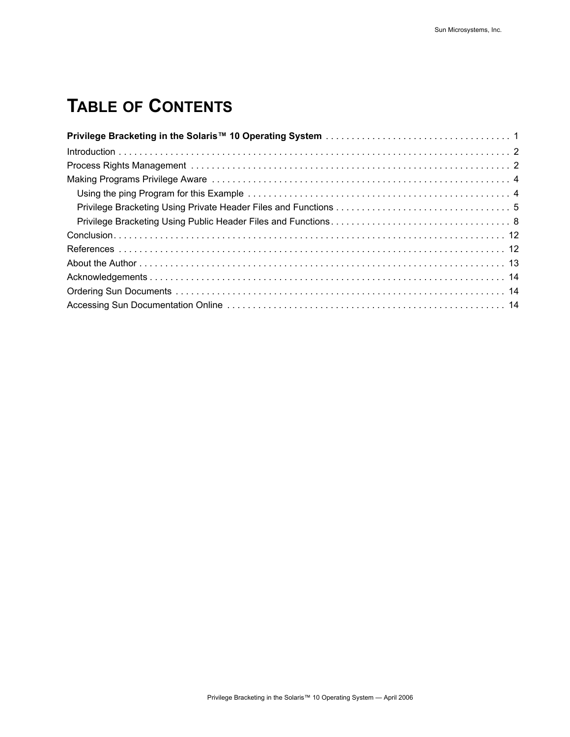# Table of Contents

**Privilege Bracketing in the Solaris™ 10 Operating System** . . . . . . . . . . 1

Introduction . . . . . . . . . . 2

Process Rights Management . . . . . . . . . . 2

Making Programs Privilege Aware . . . . . . . . . . 4

- Using the ping Program for this Example . . . . . . . . . . 4
- Privilege Bracketing Using Private Header Files and Functions . . . . . . . . . . 5
- Privilege Bracketing Using Public Header Files and Functions . . . . . . . . . . 8

Conclusion . . . . . . . . . . 12

References . . . . . . . . . . 12

About the Author . . . . . . . . . . 13

Acknowledgements . . . . . . . . . . 14

Ordering Sun Documents . . . . . . . . . . 14

Accessing Sun Documentation Online . . . . . . . . . . 14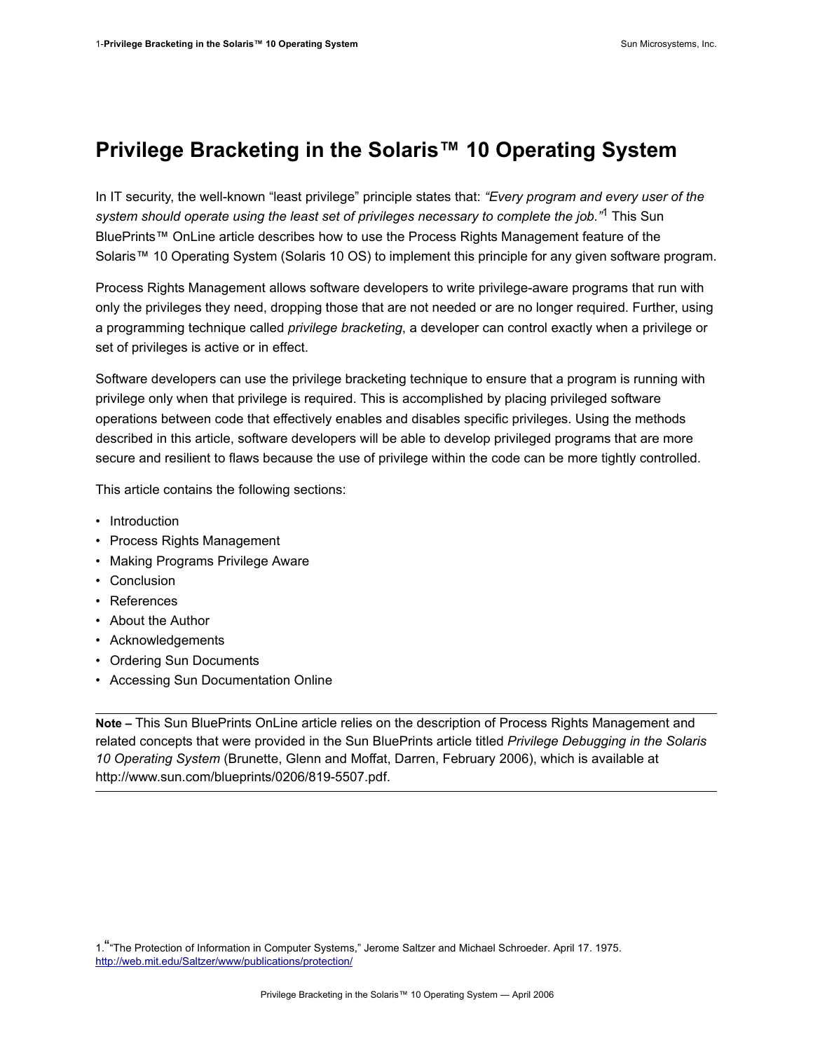# Privilege Bracketing in the Solaris™ 10 Operating System

In IT security, the well-known “least privilege” principle states that: *“Every program and every user of the system should operate using the least set of privileges necessary to complete the job.”*[1] This Sun BluePrints™ OnLine article describes how to use the Process Rights Management feature of the Solaris™ 10 Operating System (Solaris 10 OS) to implement this principle for any given software program.

Process Rights Management allows software developers to write privilege-aware programs that run with only the privileges they need, dropping those that are not needed or are no longer required. Further, using a programming technique called *privilege bracketing*, a developer can control exactly when a privilege or set of privileges is active or in effect.

Software developers can use the privilege bracketing technique to ensure that a program is running with privilege only when that privilege is required. This is accomplished by placing privileged software operations between code that effectively enables and disables specific privileges. Using the methods described in this article, software developers will be able to develop privileged programs that are more secure and resilient to flaws because the use of privilege within the code can be more tightly controlled.

This article contains the following sections:

- Introduction
- Process Rights Management
- Making Programs Privilege Aware
- Conclusion
- References
- About the Author
- Acknowledgements
- Ordering Sun Documents
- Accessing Sun Documentation Online

---

**Note –** This Sun BluePrints OnLine article relies on the description of Process Rights Management and related concepts that were provided in the Sun BluePrints article titled *Privilege Debugging in the Solaris 10 Operating System* (Brunette, Glenn and Moffat, Darren, February 2006), which is available at http://www.sun.com/blueprints/0206/819-5507.pdf.

---

1. ““The Protection of Information in Computer Systems,” Jerome Saltzer and Michael Schroeder. April 17. 1975. http://web.mit.edu/Saltzer/www/publications/protection/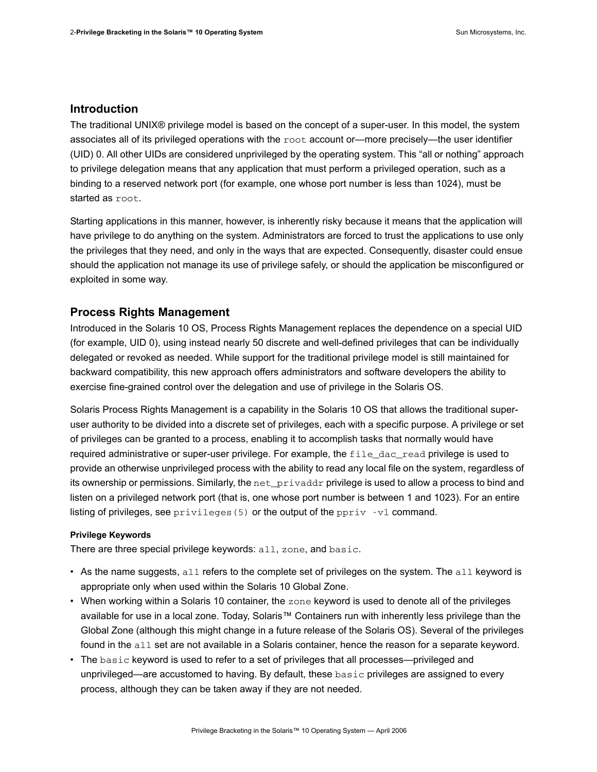## Introduction

The traditional UNIX® privilege model is based on the concept of a super-user. In this model, the system associates all of its privileged operations with the `root` account or—more precisely—the user identifier (UID) 0. All other UIDs are considered unprivileged by the operating system. This "all or nothing" approach to privilege delegation means that any application that must perform a privileged operation, such as a binding to a reserved network port (for example, one whose port number is less than 1024), must be started as `root`.

Starting applications in this manner, however, is inherently risky because it means that the application will have privilege to do anything on the system. Administrators are forced to trust the applications to use only the privileges that they need, and only in the ways that are expected. Consequently, disaster could ensue should the application not manage its use of privilege safely, or should the application be misconfigured or exploited in some way.

## Process Rights Management

Introduced in the Solaris 10 OS, Process Rights Management replaces the dependence on a special UID (for example, UID 0), using instead nearly 50 discrete and well-defined privileges that can be individually delegated or revoked as needed. While support for the traditional privilege model is still maintained for backward compatibility, this new approach offers administrators and software developers the ability to exercise fine-grained control over the delegation and use of privilege in the Solaris OS.

Solaris Process Rights Management is a capability in the Solaris 10 OS that allows the traditional super-user authority to be divided into a discrete set of privileges, each with a specific purpose. A privilege or set of privileges can be granted to a process, enabling it to accomplish tasks that normally would have required administrative or super-user privilege. For example, the `file_dac_read` privilege is used to provide an otherwise unprivileged process with the ability to read any local file on the system, regardless of its ownership or permissions. Similarly, the `net_privaddr` privilege is used to allow a process to bind and listen on a privileged network port (that is, one whose port number is between 1 and 1023). For an entire listing of privileges, see `privileges(5)` or the output of the `ppriv -vl` command.

#### Privilege Keywords

There are three special privilege keywords: `all`, `zone`, and `basic`.

- As the name suggests, `all` refers to the complete set of privileges on the system. The `all` keyword is appropriate only when used within the Solaris 10 Global Zone.
- When working within a Solaris 10 container, the `zone` keyword is used to denote all of the privileges available for use in a local zone. Today, Solaris™ Containers run with inherently less privilege than the Global Zone (although this might change in a future release of the Solaris OS). Several of the privileges found in the `all` set are not available in a Solaris container, hence the reason for a separate keyword.
- The `basic` keyword is used to refer to a set of privileges that all processes—privileged and unprivileged—are accustomed to having. By default, these `basic` privileges are assigned to every process, although they can be taken away if they are not needed.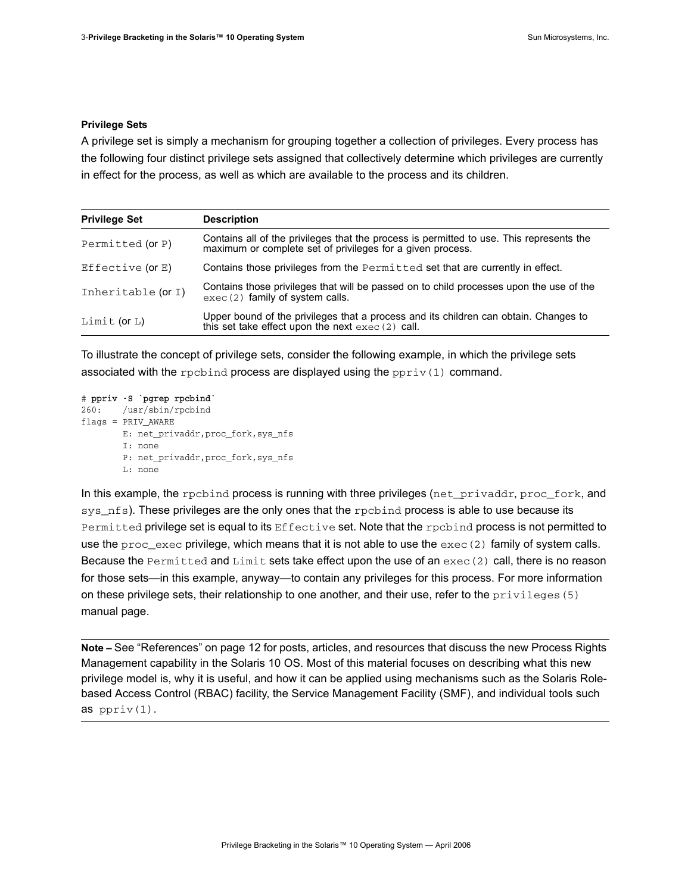**Privilege Sets**

A privilege set is simply a mechanism for grouping together a collection of privileges. Every process has the following four distinct privilege sets assigned that collectively determine which privileges are currently in effect for the process, as well as which are available to the process and its children.

| Privilege Set | Description |
|---|---|
| `Permitted` (or `P`) | Contains all of the privileges that the process is permitted to use. This represents the maximum or complete set of privileges for a given process. |
| `Effective` (or `E`) | Contains those privileges from the `Permitted` set that are currently in effect. |
| `Inheritable` (or `I`) | Contains those privileges that will be passed on to child processes upon the use of the `exec(2)` family of system calls. |
| `Limit` (or `L`) | Upper bound of the privileges that a process and its children can obtain. Changes to this set take effect upon the next `exec(2)` call. |

To illustrate the concept of privilege sets, consider the following example, in which the privilege sets associated with the `rpcbind` process are displayed using the `ppriv(1)` command.

```
# ppriv -S `pgrep rpcbind`
260:    /usr/sbin/rpcbind
flags = PRIV_AWARE
        E: net_privaddr,proc_fork,sys_nfs
        I: none
        P: net_privaddr,proc_fork,sys_nfs
        L: none
```

In this example, the `rpcbind` process is running with three privileges (`net_privaddr`, `proc_fork`, and `sys_nfs`). These privileges are the only ones that the `rpcbind` process is able to use because its `Permitted` privilege set is equal to its `Effective` set. Note that the `rpcbind` process is not permitted to use the `proc_exec` privilege, which means that it is not able to use the `exec(2)` family of system calls. Because the `Permitted` and `Limit` sets take effect upon the use of an `exec(2)` call, there is no reason for those sets—in this example, anyway—to contain any privileges for this process. For more information on these privilege sets, their relationship to one another, and their use, refer to the `privileges(5)` manual page.

**Note –** See "References" on page 12 for posts, articles, and resources that discuss the new Process Rights Management capability in the Solaris 10 OS. Most of this material focuses on describing what this new privilege model is, why it is useful, and how it can be applied using mechanisms such as the Solaris Role-based Access Control (RBAC) facility, the Service Management Facility (SMF), and individual tools such as `ppriv(1)`.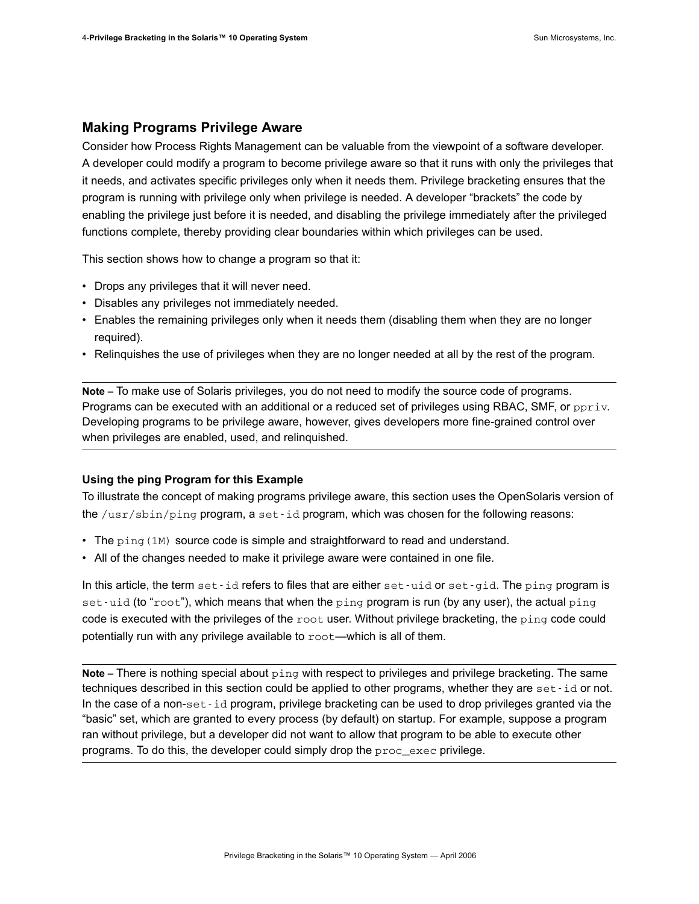## Making Programs Privilege Aware

Consider how Process Rights Management can be valuable from the viewpoint of a software developer. A developer could modify a program to become privilege aware so that it runs with only the privileges that it needs, and activates specific privileges only when it needs them. Privilege bracketing ensures that the program is running with privilege only when privilege is needed. A developer "brackets" the code by enabling the privilege just before it is needed, and disabling the privilege immediately after the privileged functions complete, thereby providing clear boundaries within which privileges can be used.

This section shows how to change a program so that it:

- Drops any privileges that it will never need.
- Disables any privileges not immediately needed.
- Enables the remaining privileges only when it needs them (disabling them when they are no longer required).
- Relinquishes the use of privileges when they are no longer needed at all by the rest of the program.

---

**Note –** To make use of Solaris privileges, you do not need to modify the source code of programs. Programs can be executed with an additional or a reduced set of privileges using RBAC, SMF, or `ppriv`. Developing programs to be privilege aware, however, gives developers more fine-grained control over when privileges are enabled, used, and relinquished.

---

### Using the ping Program for this Example

To illustrate the concept of making programs privilege aware, this section uses the OpenSolaris version of the `/usr/sbin/ping` program, a `set-id` program, which was chosen for the following reasons:

- The `ping(1M)` source code is simple and straightforward to read and understand.
- All of the changes needed to make it privilege aware were contained in one file.

In this article, the term `set-id` refers to files that are either `set-uid` or `set-gid`. The `ping` program is `set-uid` (to "`root`"), which means that when the `ping` program is run (by any user), the actual `ping` code is executed with the privileges of the `root` user. Without privilege bracketing, the `ping` code could potentially run with any privilege available to `root`—which is all of them.

---

**Note –** There is nothing special about `ping` with respect to privileges and privilege bracketing. The same techniques described in this section could be applied to other programs, whether they are `set-id` or not. In the case of a non-`set-id` program, privilege bracketing can be used to drop privileges granted via the "basic" set, which are granted to every process (by default) on startup. For example, suppose a program ran without privilege, but a developer did not want to allow that program to be able to execute other programs. To do this, the developer could simply drop the `proc_exec` privilege.

---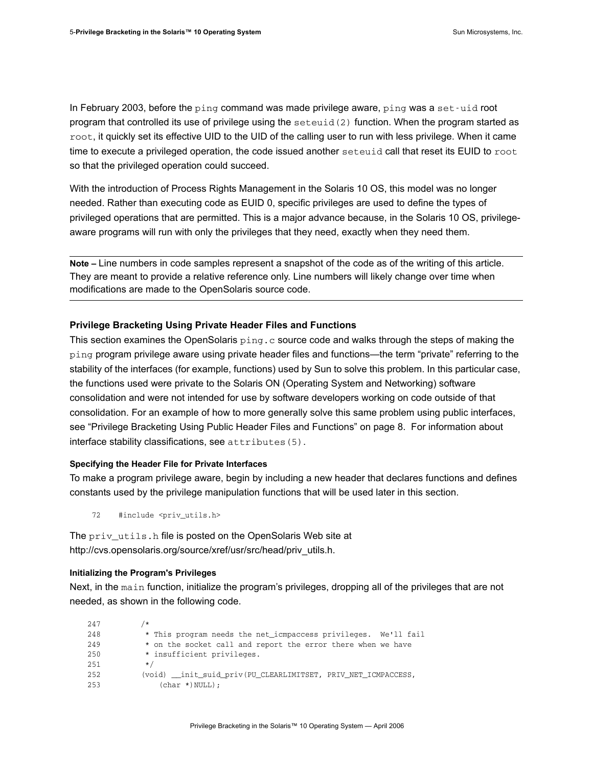In February 2003, before the `ping` command was made privilege aware, `ping` was a `set-uid` root program that controlled its use of privilege using the `seteuid(2)` function. When the program started as `root`, it quickly set its effective UID to the UID of the calling user to run with less privilege. When it came time to execute a privileged operation, the code issued another `seteuid` call that reset its EUID to `root` so that the privileged operation could succeed.

With the introduction of Process Rights Management in the Solaris 10 OS, this model was no longer needed. Rather than executing code as EUID 0, specific privileges are used to define the types of privileged operations that are permitted. This is a major advance because, in the Solaris 10 OS, privilege-aware programs will run with only the privileges that they need, exactly when they need them.

---

**Note –** Line numbers in code samples represent a snapshot of the code as of the writing of this article. They are meant to provide a relative reference only. Line numbers will likely change over time when modifications are made to the OpenSolaris source code.

---

### Privilege Bracketing Using Private Header Files and Functions

This section examines the OpenSolaris `ping.c` source code and walks through the steps of making the `ping` program privilege aware using private header files and functions—the term "private" referring to the stability of the interfaces (for example, functions) used by Sun to solve this problem. In this particular case, the functions used were private to the Solaris ON (Operating System and Networking) software consolidation and were not intended for use by software developers working on code outside of that consolidation. For an example of how to more generally solve this same problem using public interfaces, see "Privilege Bracketing Using Public Header Files and Functions" on page 8. For information about interface stability classifications, see `attributes(5)`.

#### Specifying the Header File for Private Interfaces

To make a program privilege aware, begin by including a new header that declares functions and defines constants used by the privilege manipulation functions that will be used later in this section.

```
72     #include <priv_utils.h>
```

The `priv_utils.h` file is posted on the OpenSolaris Web site at http://cvs.opensolaris.org/source/xref/usr/src/head/priv_utils.h.

#### Initializing the Program's Privileges

Next, in the `main` function, initialize the program's privileges, dropping all of the privileges that are not needed, as shown in the following code.

```
247         /*
248          * This program needs the net_icmpaccess privileges.  We'll fail
249          * on the socket call and report the error there when we have
250          * insufficient privileges.
251          */
252         (void) __init_suid_priv(PU_CLEARLIMITSET, PRIV_NET_ICMPACCESS,
253             (char *)NULL);
```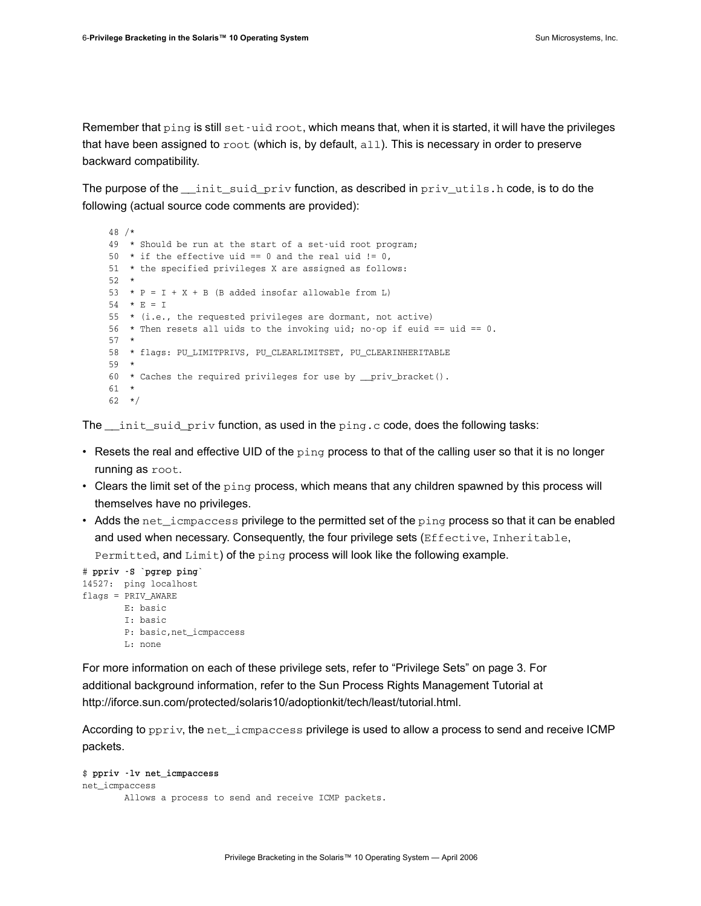Remember that `ping` is still `set-uid root`, which means that, when it is started, it will have the privileges that have been assigned to `root` (which is, by default, `all`). This is necessary in order to preserve backward compatibility.

The purpose of the `__init_suid_priv` function, as described in `priv_utils.h` code, is to do the following (actual source code comments are provided):

```
48 /*
49  * Should be run at the start of a set-uid root program;
50  * if the effective uid == 0 and the real uid != 0,
51  * the specified privileges X are assigned as follows:
52  *
53  * P = I + X + B (B added insofar allowable from L)
54  * E = I
55  * (i.e., the requested privileges are dormant, not active)
56  * Then resets all uids to the invoking uid; no-op if euid == uid == 0.
57  *
58  * flags: PU_LIMITPRIVS, PU_CLEARLIMITSET, PU_CLEARINHERITABLE
59  *
60  * Caches the required privileges for use by __priv_bracket().
61  *
62  */
```

The `__init_suid_priv` function, as used in the `ping.c` code, does the following tasks:

- Resets the real and effective UID of the `ping` process to that of the calling user so that it is no longer running as `root`.
- Clears the limit set of the `ping` process, which means that any children spawned by this process will themselves have no privileges.
- Adds the `net_icmpaccess` privilege to the permitted set of the `ping` process so that it can be enabled and used when necessary. Consequently, the four privilege sets (`Effective`, `Inheritable`, `Permitted`, and `Limit`) of the `ping` process will look like the following example.

```
# ppriv -S `pgrep ping`
14527:  ping localhost
flags = PRIV_AWARE
        E: basic
        I: basic
        P: basic,net_icmpaccess
        L: none
```

For more information on each of these privilege sets, refer to "Privilege Sets" on page 3. For additional background information, refer to the Sun Process Rights Management Tutorial at http://iforce.sun.com/protected/solaris10/adoptionkit/tech/least/tutorial.html.

According to `ppriv`, the `net_icmpaccess` privilege is used to allow a process to send and receive ICMP packets.

```
$ ppriv -lv net_icmpaccess
net_icmpaccess
        Allows a process to send and receive ICMP packets.
```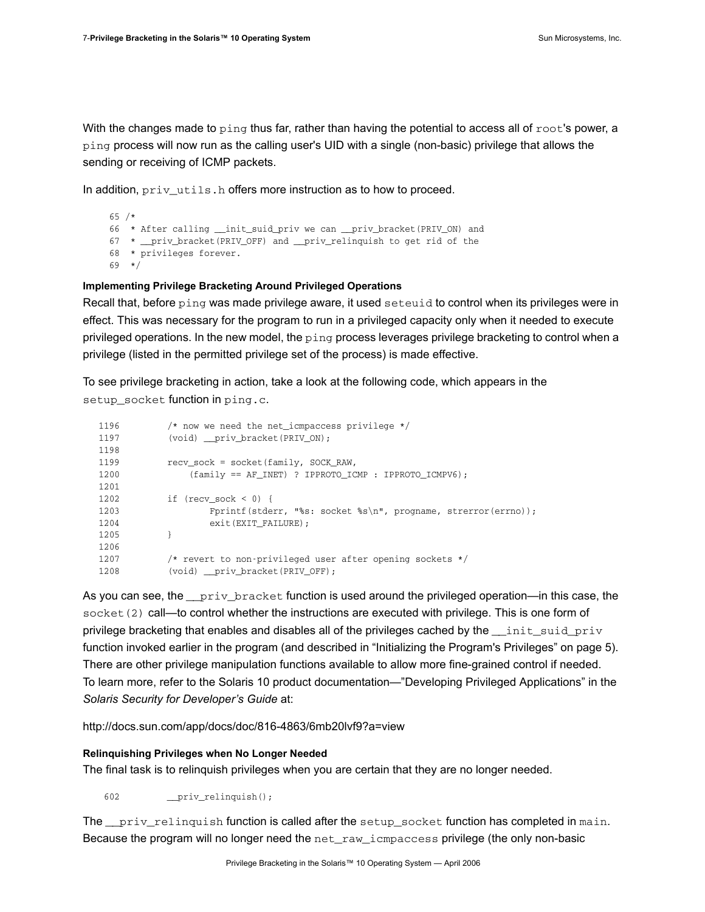With the changes made to `ping` thus far, rather than having the potential to access all of `root`'s power, a `ping` process will now run as the calling user's UID with a single (non-basic) privilege that allows the sending or receiving of ICMP packets.

In addition, `priv_utils.h` offers more instruction as to how to proceed.

```
65 /*
66  * After calling __init_suid_priv we can __priv_bracket(PRIV_ON) and
67  * __priv_bracket(PRIV_OFF) and __priv_relinquish to get rid of the
68  * privileges forever.
69  */
```

**Implementing Privilege Bracketing Around Privileged Operations**

Recall that, before `ping` was made privilege aware, it used `seteuid` to control when its privileges were in effect. This was necessary for the program to run in a privileged capacity only when it needed to execute privileged operations. In the new model, the `ping` process leverages privilege bracketing to control when a privilege (listed in the permitted privilege set of the process) is made effective.

To see privilege bracketing in action, take a look at the following code, which appears in the `setup_socket` function in `ping.c`.

```
1196        /* now we need the net_icmpaccess privilege */
1197        (void) __priv_bracket(PRIV_ON);
1198
1199        recv_sock = socket(family, SOCK_RAW,
1200            (family == AF_INET) ? IPPROTO_ICMP : IPPROTO_ICMPV6);
1201
1202        if (recv_sock < 0) {
1203                Fprintf(stderr, "%s: socket %s\n", progname, strerror(errno));
1204                exit(EXIT_FAILURE);
1205        }
1206
1207        /* revert to non-privileged user after opening sockets */
1208        (void) __priv_bracket(PRIV_OFF);
```

As you can see, the `__priv_bracket` function is used around the privileged operation—in this case, the `socket(2)` call—to control whether the instructions are executed with privilege. This is one form of privilege bracketing that enables and disables all of the privileges cached by the `__init_suid_priv` function invoked earlier in the program (and described in “Initializing the Program's Privileges” on page 5). There are other privilege manipulation functions available to allow more fine-grained control if needed. To learn more, refer to the Solaris 10 product documentation—”Developing Privileged Applications” in the *Solaris Security for Developer’s Guide* at:

http://docs.sun.com/app/docs/doc/816-4863/6mb20lvf9?a=view

**Relinquishing Privileges when No Longer Needed**

The final task is to relinquish privileges when you are certain that they are no longer needed.

```
602         __priv_relinquish();
```

The `__priv_relinquish` function is called after the `setup_socket` function has completed in `main`. Because the program will no longer need the `net_raw_icmpaccess` privilege (the only non-basic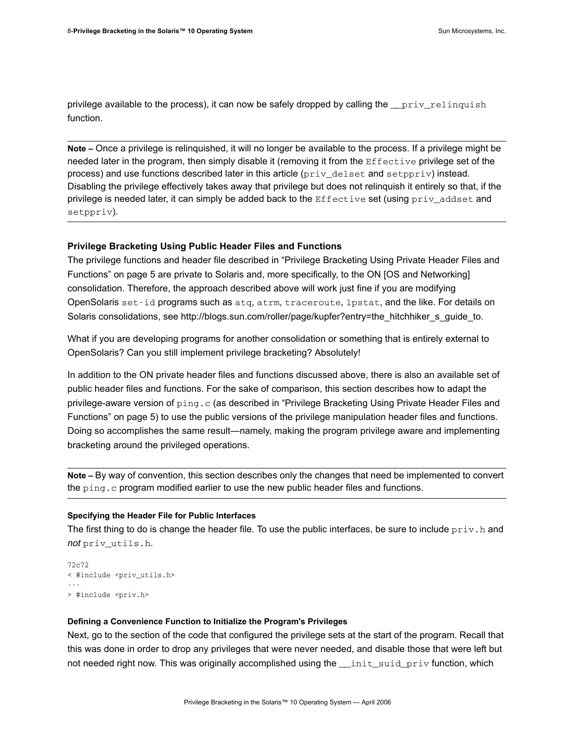privilege available to the process), it can now be safely dropped by calling the `__priv_relinquish` function.

---

**Note –** Once a privilege is relinquished, it will no longer be available to the process. If a privilege might be needed later in the program, then simply disable it (removing it from the `Effective` privilege set of the process) and use functions described later in this article (`priv_delset` and `setppriv`) instead. Disabling the privilege effectively takes away that privilege but does not relinquish it entirely so that, if the privilege is needed later, it can simply be added back to the `Effective` set (using `priv_addset` and `setppriv`).

---

### Privilege Bracketing Using Public Header Files and Functions

The privilege functions and header file described in “Privilege Bracketing Using Private Header Files and Functions” on page 5 are private to Solaris and, more specifically, to the ON [OS and Networking] consolidation. Therefore, the approach described above will work just fine if you are modifying OpenSolaris `set-id` programs such as `atq`, `atrm`, `traceroute`, `lpstat`, and the like. For details on Solaris consolidations, see http://blogs.sun.com/roller/page/kupfer?entry=the_hitchhiker_s_guide_to.

What if you are developing programs for another consolidation or something that is entirely external to OpenSolaris? Can you still implement privilege bracketing? Absolutely!

In addition to the ON private header files and functions discussed above, there is also an available set of public header files and functions. For the sake of comparison, this section describes how to adapt the privilege-aware version of `ping.c` (as described in “Privilege Bracketing Using Private Header Files and Functions” on page 5) to use the public versions of the privilege manipulation header files and functions. Doing so accomplishes the same result—namely, making the program privilege aware and implementing bracketing around the privileged operations.

---

**Note –** By way of convention, this section describes only the changes that need be implemented to convert the `ping.c` program modified earlier to use the new public header files and functions.

---

#### Specifying the Header File for Public Interfaces

The first thing to do is change the header file. To use the public interfaces, be sure to include `priv.h` and *not* `priv_utils.h`.

```
72c72
< #include <priv_utils.h>
---
> #include <priv.h>
```

#### Defining a Convenience Function to Initialize the Program's Privileges

Next, go to the section of the code that configured the privilege sets at the start of the program. Recall that this was done in order to drop any privileges that were never needed, and disable those that were left but not needed right now. This was originally accomplished using the `__init_suid_priv` function, which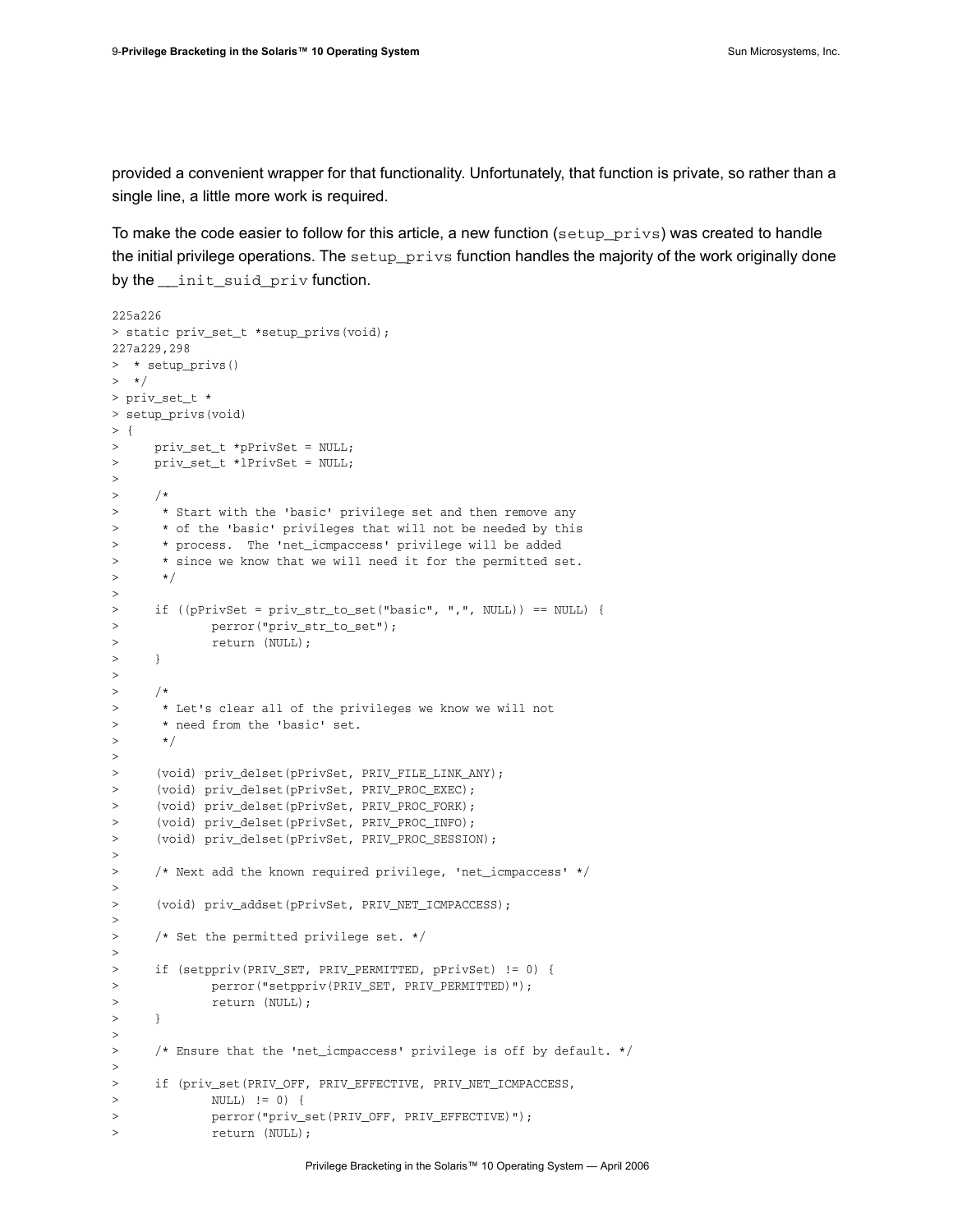provided a convenient wrapper for that functionality. Unfortunately, that function is private, so rather than a single line, a little more work is required.

To make the code easier to follow for this article, a new function (`setup_privs`) was created to handle the initial privilege operations. The `setup_privs` function handles the majority of the work originally done by the `__init_suid_priv` function.

```
225a226
> static priv_set_t *setup_privs(void);
227a229,298
>  * setup_privs()
>  */
> priv_set_t *
> setup_privs(void)
> {
>     priv_set_t *pPrivSet = NULL;
>     priv_set_t *lPrivSet = NULL;
>
>     /*
>      * Start with the 'basic' privilege set and then remove any
>      * of the 'basic' privileges that will not be needed by this
>      * process.  The 'net_icmpaccess' privilege will be added
>      * since we know that we will need it for the permitted set.
>      */
>
>     if ((pPrivSet = priv_str_to_set("basic", ",", NULL)) == NULL) {
>             perror("priv_str_to_set");
>             return (NULL);
>     }
>
>     /*
>      * Let's clear all of the privileges we know we will not
>      * need from the 'basic' set.
>      */
>
>     (void) priv_delset(pPrivSet, PRIV_FILE_LINK_ANY);
>     (void) priv_delset(pPrivSet, PRIV_PROC_EXEC);
>     (void) priv_delset(pPrivSet, PRIV_PROC_FORK);
>     (void) priv_delset(pPrivSet, PRIV_PROC_INFO);
>     (void) priv_delset(pPrivSet, PRIV_PROC_SESSION);
>
>     /* Next add the known required privilege, 'net_icmpaccess' */
>
>     (void) priv_addset(pPrivSet, PRIV_NET_ICMPACCESS);
>
>     /* Set the permitted privilege set. */
>
>     if (setppriv(PRIV_SET, PRIV_PERMITTED, pPrivSet) != 0) {
>             perror("setppriv(PRIV_SET, PRIV_PERMITTED)");
>             return (NULL);
>     }
>
>     /* Ensure that the 'net_icmpaccess' privilege is off by default. */
>
>     if (priv_set(PRIV_OFF, PRIV_EFFECTIVE, PRIV_NET_ICMPACCESS,
>             NULL) != 0) {
>             perror("priv_set(PRIV_OFF, PRIV_EFFECTIVE)");
>             return (NULL);
```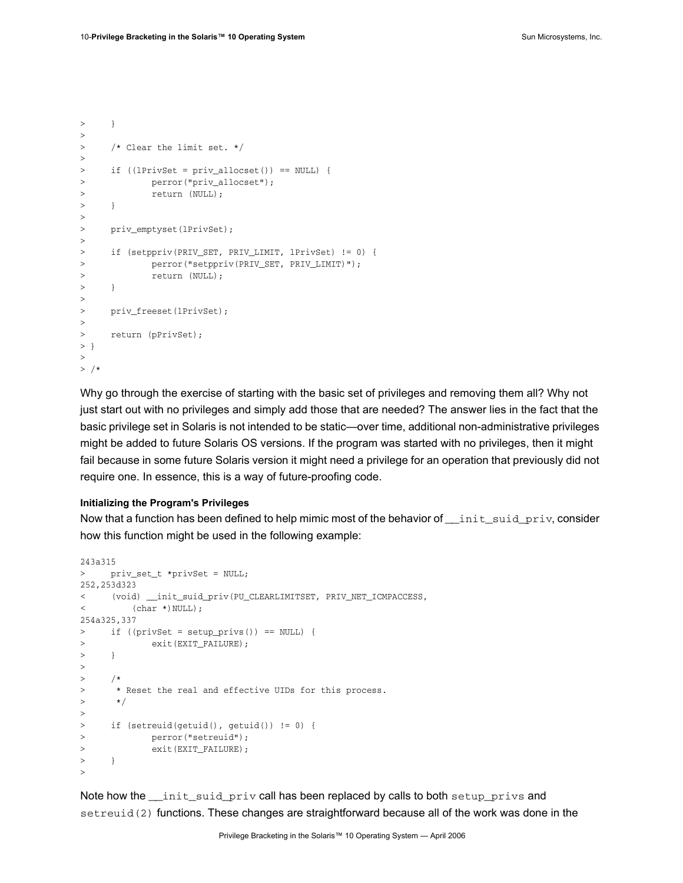```
>     }
>
>     /* Clear the limit set. */
>
>     if ((lPrivSet = priv_allocset()) == NULL) {
>             perror("priv_allocset");
>             return (NULL);
>     }
>
>     priv_emptyset(lPrivSet);
>
>     if (setppriv(PRIV_SET, PRIV_LIMIT, lPrivSet) != 0) {
>             perror("setppriv(PRIV_SET, PRIV_LIMIT)");
>             return (NULL);
>     }
>
>     priv_freeset(lPrivSet);
>
>     return (pPrivSet);
> }
>
> /*
```

Why go through the exercise of starting with the basic set of privileges and removing them all? Why not just start out with no privileges and simply add those that are needed? The answer lies in the fact that the basic privilege set in Solaris is not intended to be static—over time, additional non-administrative privileges might be added to future Solaris OS versions. If the program was started with no privileges, then it might fail because in some future Solaris version it might need a privilege for an operation that previously did not require one. In essence, this is a way of future-proofing code.

**Initializing the Program's Privileges**

Now that a function has been defined to help mimic most of the behavior of `__init_suid_priv`, consider how this function might be used in the following example:

```
243a315
>     priv_set_t *privSet = NULL;
252,253d323
<     (void) __init_suid_priv(PU_CLEARLIMITSET, PRIV_NET_ICMPACCESS,
<         (char *)NULL);
254a325,337
>     if ((privSet = setup_privs()) == NULL) {
>             exit(EXIT_FAILURE);
>     }
>
>     /*
>      * Reset the real and effective UIDs for this process.
>      */
>
>     if (setreuid(getuid(), getuid()) != 0) {
>             perror("setreuid");
>             exit(EXIT_FAILURE);
>     }
>
```

Note how the `__init_suid_priv` call has been replaced by calls to both `setup_privs` and `setreuid(2)` functions. These changes are straightforward because all of the work was done in the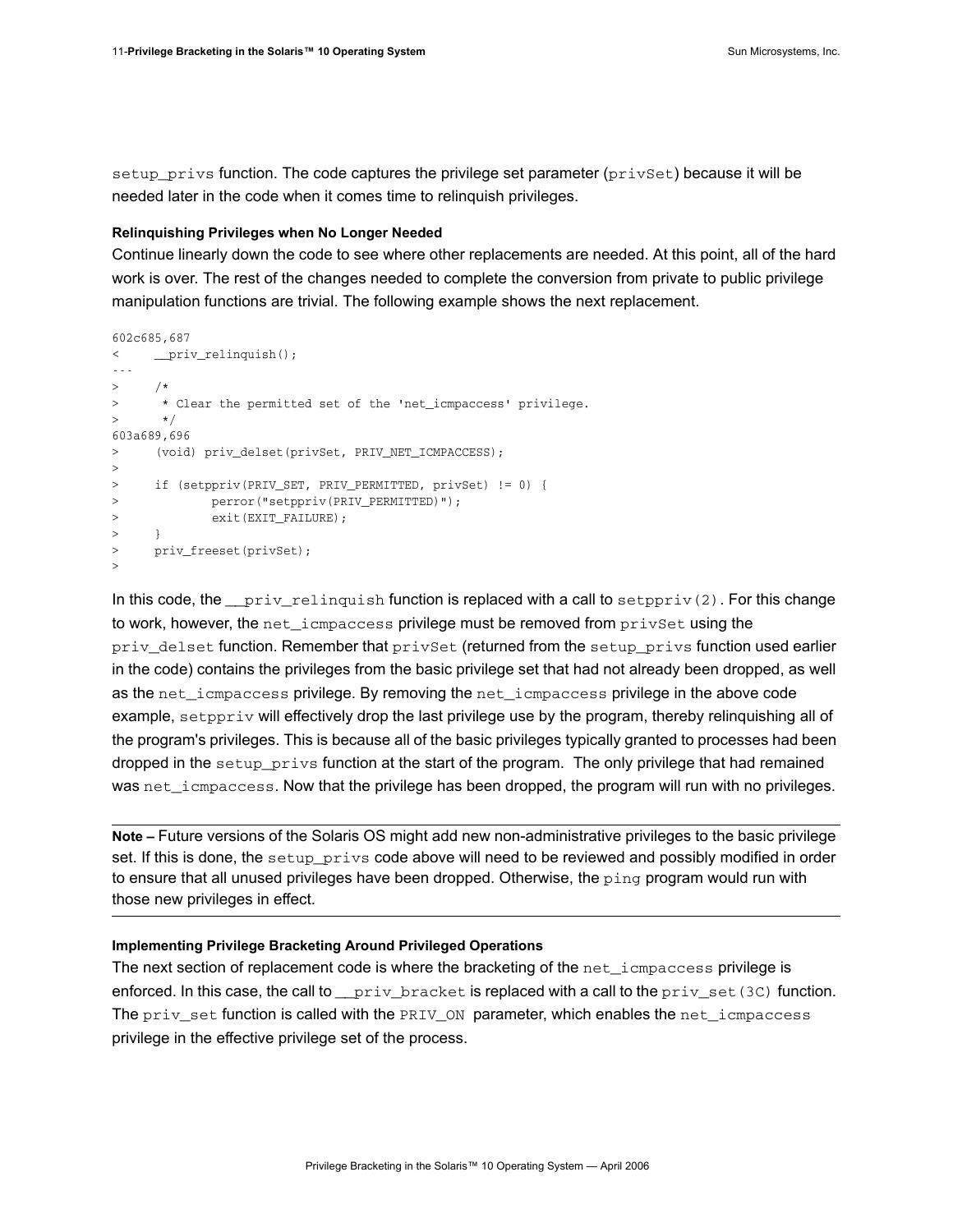setup_privs function. The code captures the privilege set parameter (privSet) because it will be needed later in the code when it comes time to relinquish privileges.

#### Relinquishing Privileges when No Longer Needed

Continue linearly down the code to see where other replacements are needed. At this point, all of the hard work is over. The rest of the changes needed to complete the conversion from private to public privilege manipulation functions are trivial. The following example shows the next replacement.

```
602c685,687
<       __priv_relinquish();
---
>       /*
>        * Clear the permitted set of the 'net_icmpaccess' privilege.
>        */
603a689,696
>       (void) priv_delset(privSet, PRIV_NET_ICMPACCESS);
>
>       if (setppriv(PRIV_SET, PRIV_PERMITTED, privSet) != 0) {
>               perror("setppriv(PRIV_PERMITTED)");
>               exit(EXIT_FAILURE);
>       }
>       priv_freeset(privSet);
>
```

In this code, the __priv_relinquish function is replaced with a call to setppriv(2). For this change to work, however, the net_icmpaccess privilege must be removed from privSet using the priv_delset function. Remember that privSet (returned from the setup_privs function used earlier in the code) contains the privileges from the basic privilege set that had not already been dropped, as well as the net_icmpaccess privilege. By removing the net_icmpaccess privilege in the above code example, setppriv will effectively drop the last privilege use by the program, thereby relinquishing all of the program's privileges. This is because all of the basic privileges typically granted to processes had been dropped in the setup_privs function at the start of the program. The only privilege that had remained was net_icmpaccess. Now that the privilege has been dropped, the program will run with no privileges.

---

**Note –** Future versions of the Solaris OS might add new non-administrative privileges to the basic privilege set. If this is done, the setup_privs code above will need to be reviewed and possibly modified in order to ensure that all unused privileges have been dropped. Otherwise, the ping program would run with those new privileges in effect.

---

#### Implementing Privilege Bracketing Around Privileged Operations

The next section of replacement code is where the bracketing of the net_icmpaccess privilege is enforced. In this case, the call to __priv_bracket is replaced with a call to the priv_set(3C) function. The priv_set function is called with the PRIV_ON parameter, which enables the net_icmpaccess privilege in the effective privilege set of the process.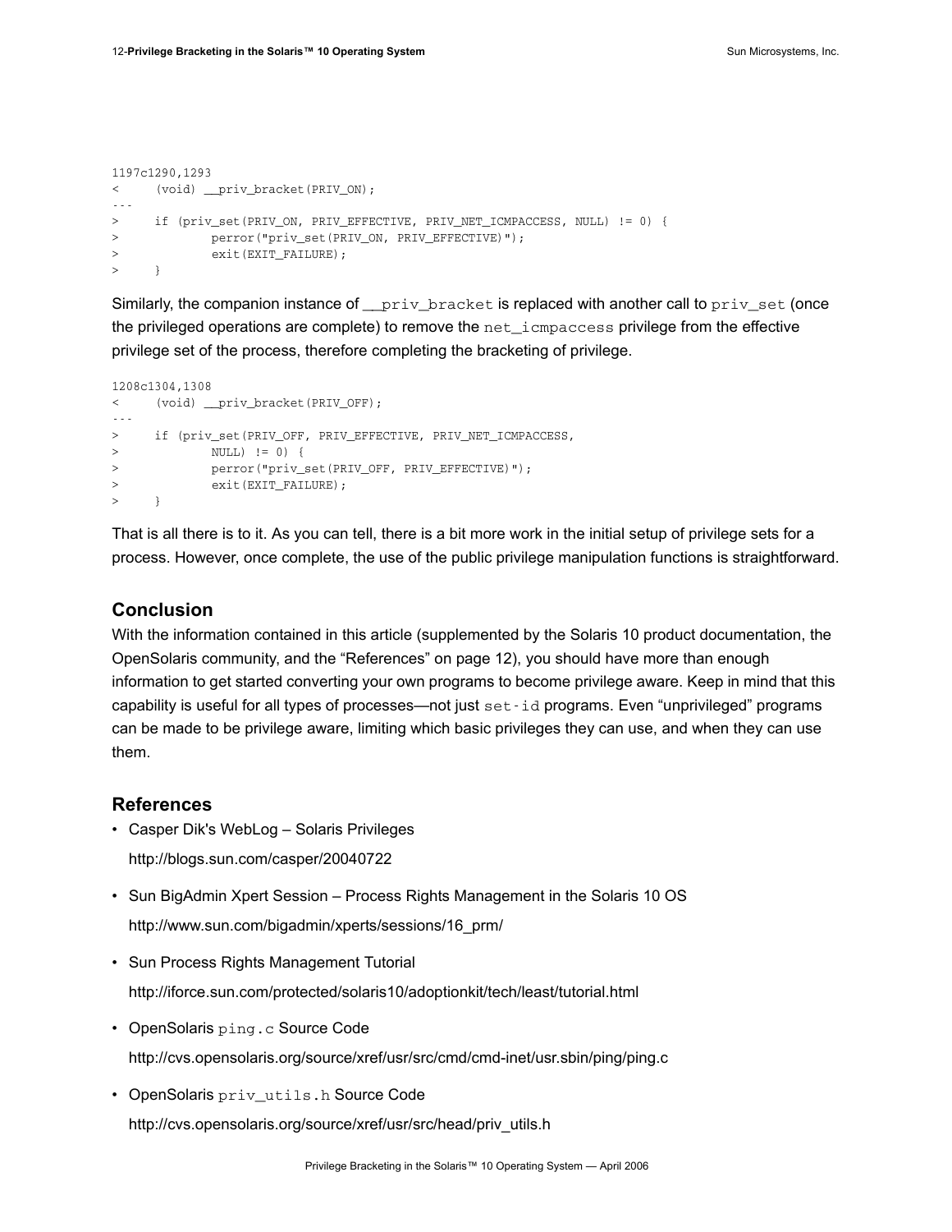```
1197c1290,1293
<     (void) __priv_bracket(PRIV_ON);
---
>     if (priv_set(PRIV_ON, PRIV_EFFECTIVE, PRIV_NET_ICMPACCESS, NULL) != 0) {
>             perror("priv_set(PRIV_ON, PRIV_EFFECTIVE)");
>             exit(EXIT_FAILURE);
>     }
```

Similarly, the companion instance of `__priv_bracket` is replaced with another call to `priv_set` (once the privileged operations are complete) to remove the `net_icmpaccess` privilege from the effective privilege set of the process, therefore completing the bracketing of privilege.

```
1208c1304,1308
<     (void) __priv_bracket(PRIV_OFF);
---
>     if (priv_set(PRIV_OFF, PRIV_EFFECTIVE, PRIV_NET_ICMPACCESS,
>             NULL) != 0) {
>             perror("priv_set(PRIV_OFF, PRIV_EFFECTIVE)");
>             exit(EXIT_FAILURE);
>     }
```

That is all there is to it. As you can tell, there is a bit more work in the initial setup of privilege sets for a process. However, once complete, the use of the public privilege manipulation functions is straightforward.

## Conclusion

With the information contained in this article (supplemented by the Solaris 10 product documentation, the OpenSolaris community, and the "References" on page 12), you should have more than enough information to get started converting your own programs to become privilege aware. Keep in mind that this capability is useful for all types of processes—not just `set-id` programs. Even "unprivileged" programs can be made to be privilege aware, limiting which basic privileges they can use, and when they can use them.

## References

- Casper Dik's WebLog – Solaris Privileges
  http://blogs.sun.com/casper/20040722
- Sun BigAdmin Xpert Session – Process Rights Management in the Solaris 10 OS
  http://www.sun.com/bigadmin/xperts/sessions/16_prm/
- Sun Process Rights Management Tutorial
  http://iforce.sun.com/protected/solaris10/adoptionkit/tech/least/tutorial.html
- OpenSolaris `ping.c` Source Code
  http://cvs.opensolaris.org/source/xref/usr/src/cmd/cmd-inet/usr.sbin/ping/ping.c
- OpenSolaris `priv_utils.h` Source Code
  http://cvs.opensolaris.org/source/xref/usr/src/head/priv_utils.h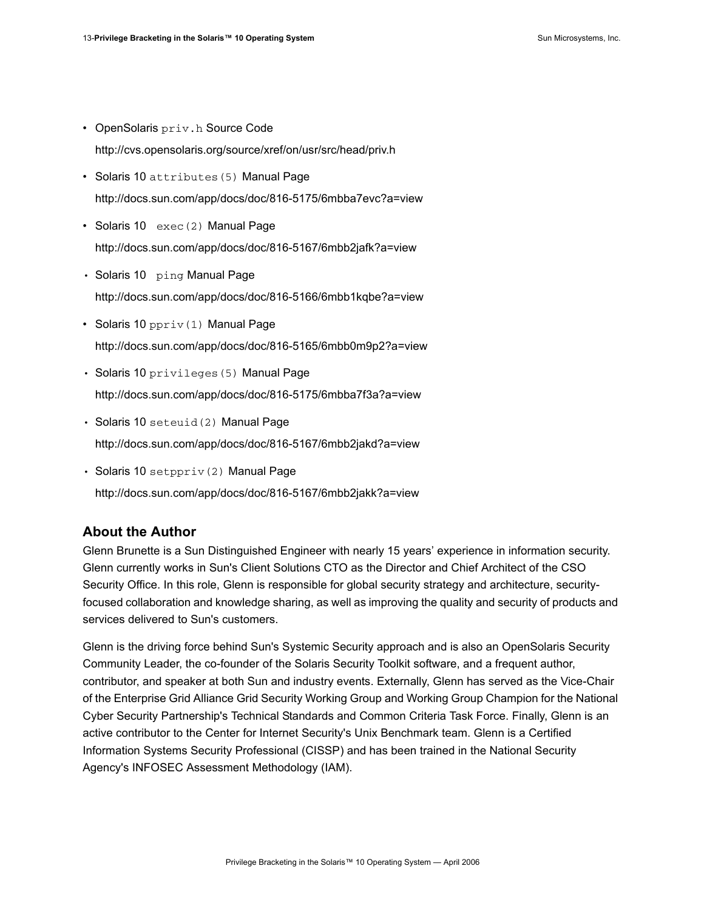- OpenSolaris `priv.h` Source Code

  http://cvs.opensolaris.org/source/xref/on/usr/src/head/priv.h

- Solaris 10 `attributes(5)` Manual Page

  http://docs.sun.com/app/docs/doc/816-5175/6mbba7evc?a=view

- Solaris 10 `exec(2)` Manual Page

  http://docs.sun.com/app/docs/doc/816-5167/6mbb2jafk?a=view

- Solaris 10 `ping` Manual Page

  http://docs.sun.com/app/docs/doc/816-5166/6mbb1kqbe?a=view

- Solaris 10 `ppriv(1)` Manual Page

  http://docs.sun.com/app/docs/doc/816-5165/6mbb0m9p2?a=view

- Solaris 10 `privileges(5)` Manual Page

  http://docs.sun.com/app/docs/doc/816-5175/6mbba7f3a?a=view

- Solaris 10 `seteuid(2)` Manual Page

  http://docs.sun.com/app/docs/doc/816-5167/6mbb2jakd?a=view

- Solaris 10 `setppriv(2)` Manual Page

  http://docs.sun.com/app/docs/doc/816-5167/6mbb2jakk?a=view

## About the Author

Glenn Brunette is a Sun Distinguished Engineer with nearly 15 years' experience in information security. Glenn currently works in Sun's Client Solutions CTO as the Director and Chief Architect of the CSO Security Office. In this role, Glenn is responsible for global security strategy and architecture, security-focused collaboration and knowledge sharing, as well as improving the quality and security of products and services delivered to Sun's customers.

Glenn is the driving force behind Sun's Systemic Security approach and is also an OpenSolaris Security Community Leader, the co-founder of the Solaris Security Toolkit software, and a frequent author, contributor, and speaker at both Sun and industry events. Externally, Glenn has served as the Vice-Chair of the Enterprise Grid Alliance Grid Security Working Group and Working Group Champion for the National Cyber Security Partnership's Technical Standards and Common Criteria Task Force. Finally, Glenn is an active contributor to the Center for Internet Security's Unix Benchmark team. Glenn is a Certified Information Systems Security Professional (CISSP) and has been trained in the National Security Agency's INFOSEC Assessment Methodology (IAM).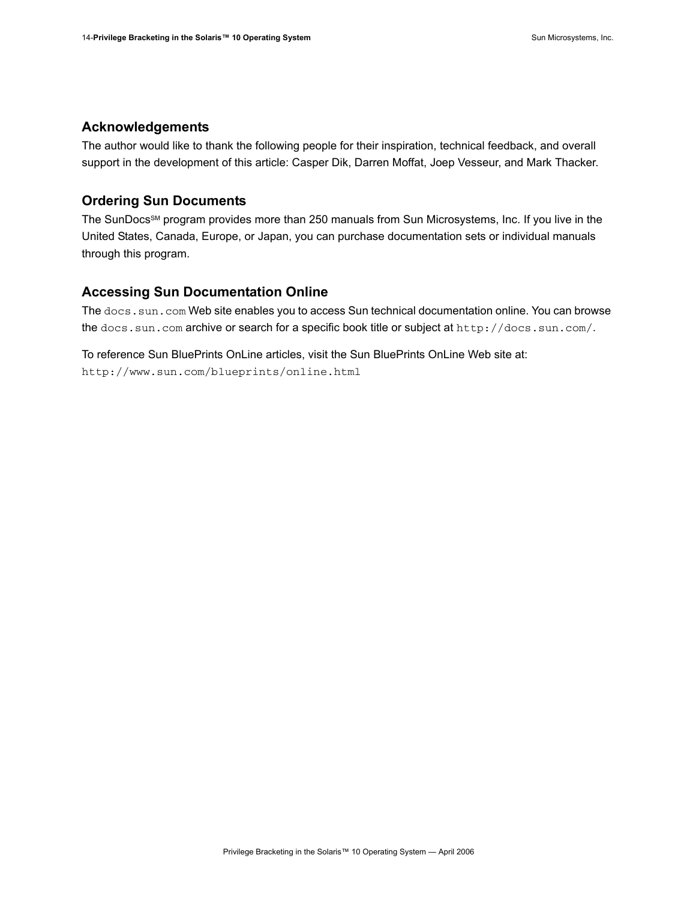## Acknowledgements

The author would like to thank the following people for their inspiration, technical feedback, and overall support in the development of this article: Casper Dik, Darren Moffat, Joep Vesseur, and Mark Thacker.

## Ordering Sun Documents

The SunDocs[SM] program provides more than 250 manuals from Sun Microsystems, Inc. If you live in the United States, Canada, Europe, or Japan, you can purchase documentation sets or individual manuals through this program.

## Accessing Sun Documentation Online

The `docs.sun.com` Web site enables you to access Sun technical documentation online. You can browse the `docs.sun.com` archive or search for a specific book title or subject at `http://docs.sun.com/`.

To reference Sun BluePrints OnLine articles, visit the Sun BluePrints OnLine Web site at:
`http://www.sun.com/blueprints/online.html`